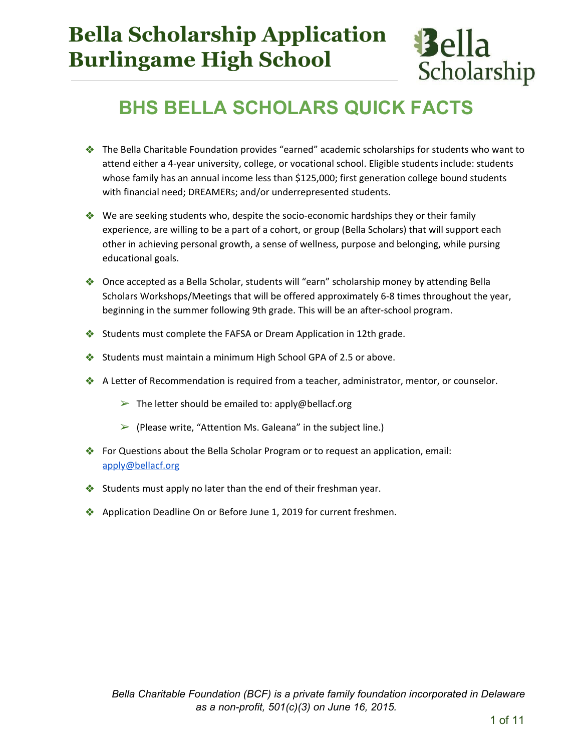# Bella Scholarship Application
# Burlingame High School

## BHS BELLA SCHOLARS QUICK FACTS

- The Bella Charitable Foundation provides "earned" academic scholarships for students who want to attend either a 4-year university, college, or vocational school. Eligible students include: students whose family has an annual income less than $125,000; first generation college bound students with financial need; DREAMERs; and/or underrepresented students.
- We are seeking students who, despite the socio-economic hardships they or their family experience, are willing to be a part of a cohort, or group (Bella Scholars) that will support each other in achieving personal growth, a sense of wellness, purpose and belonging, while pursing educational goals.
- Once accepted as a Bella Scholar, students will "earn" scholarship money by attending Bella Scholars Workshops/Meetings that will be offered approximately 6-8 times throughout the year, beginning in the summer following 9th grade. This will be an after-school program.
- Students must complete the FAFSA or Dream Application in 12th grade.
- Students must maintain a minimum High School GPA of 2.5 or above.
- A Letter of Recommendation is required from a teacher, administrator, mentor, or counselor.
  - The letter should be emailed to: apply@bellacf.org
  - (Please write, "Attention Ms. Galeana" in the subject line.)
- For Questions about the Bella Scholar Program or to request an application, email: apply@bellacf.org
- Students must apply no later than the end of their freshman year.
- Application Deadline On or Before June 1, 2019 for current freshmen.

*Bella Charitable Foundation (BCF) is a private family foundation incorporated in Delaware as a non-profit, 501(c)(3) on June 16, 2015.*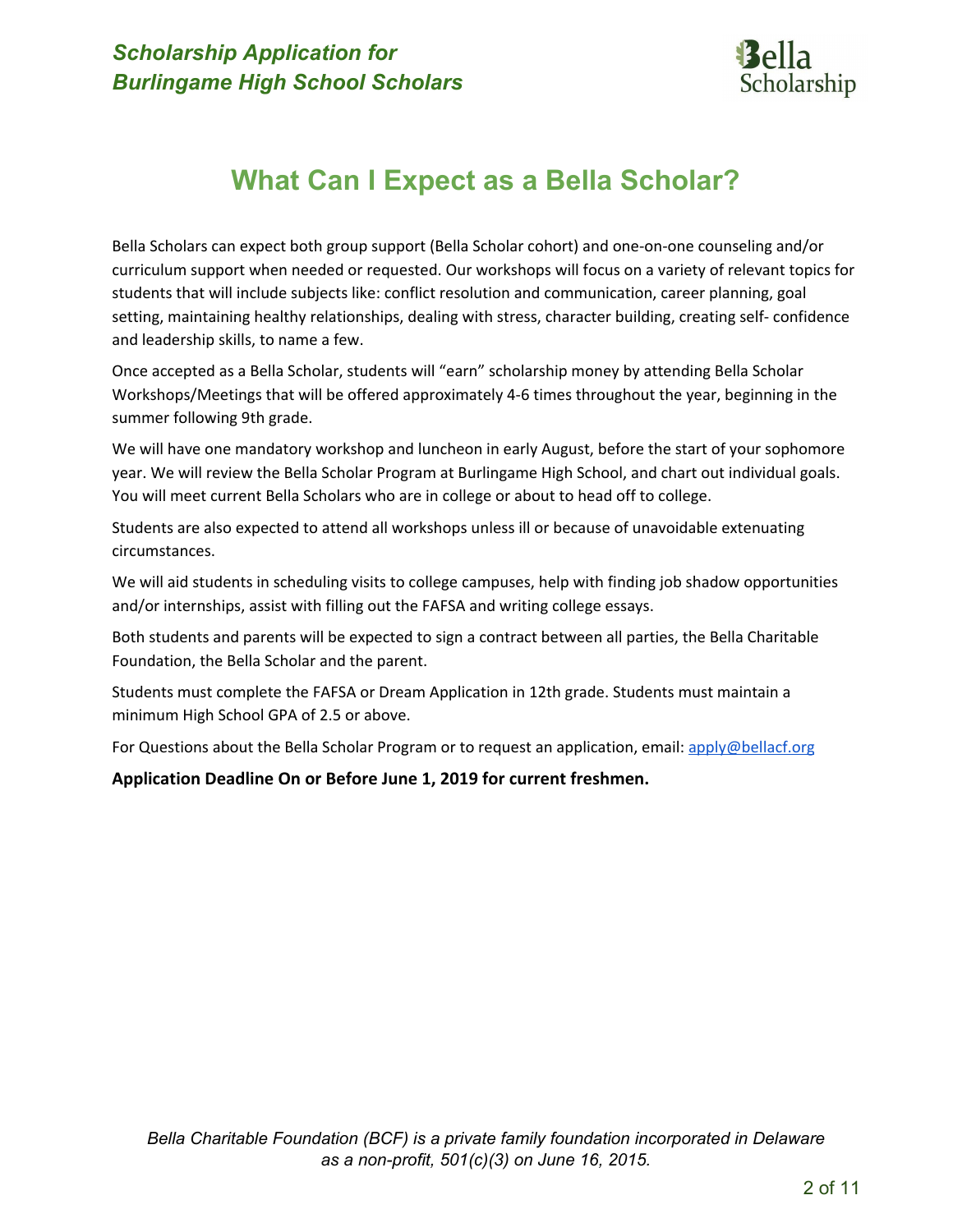# What Can I Expect as a Bella Scholar?

Bella Scholars can expect both group support (Bella Scholar cohort) and one-on-one counseling and/or curriculum support when needed or requested. Our workshops will focus on a variety of relevant topics for students that will include subjects like: conflict resolution and communication, career planning, goal setting, maintaining healthy relationships, dealing with stress, character building, creating self- confidence and leadership skills, to name a few.

Once accepted as a Bella Scholar, students will "earn" scholarship money by attending Bella Scholar Workshops/Meetings that will be offered approximately 4-6 times throughout the year, beginning in the summer following 9th grade.

We will have one mandatory workshop and luncheon in early August, before the start of your sophomore year. We will review the Bella Scholar Program at Burlingame High School, and chart out individual goals. You will meet current Bella Scholars who are in college or about to head off to college.

Students are also expected to attend all workshops unless ill or because of unavoidable extenuating circumstances.

We will aid students in scheduling visits to college campuses, help with finding job shadow opportunities and/or internships, assist with filling out the FAFSA and writing college essays.

Both students and parents will be expected to sign a contract between all parties, the Bella Charitable Foundation, the Bella Scholar and the parent.

Students must complete the FAFSA or Dream Application in 12th grade. Students must maintain a minimum High School GPA of 2.5 or above.

For Questions about the Bella Scholar Program or to request an application, email: apply@bellacf.org

**Application Deadline On or Before June 1, 2019 for current freshmen.**

*Bella Charitable Foundation (BCF) is a private family foundation incorporated in Delaware as a non-profit, 501(c)(3) on June 16, 2015.*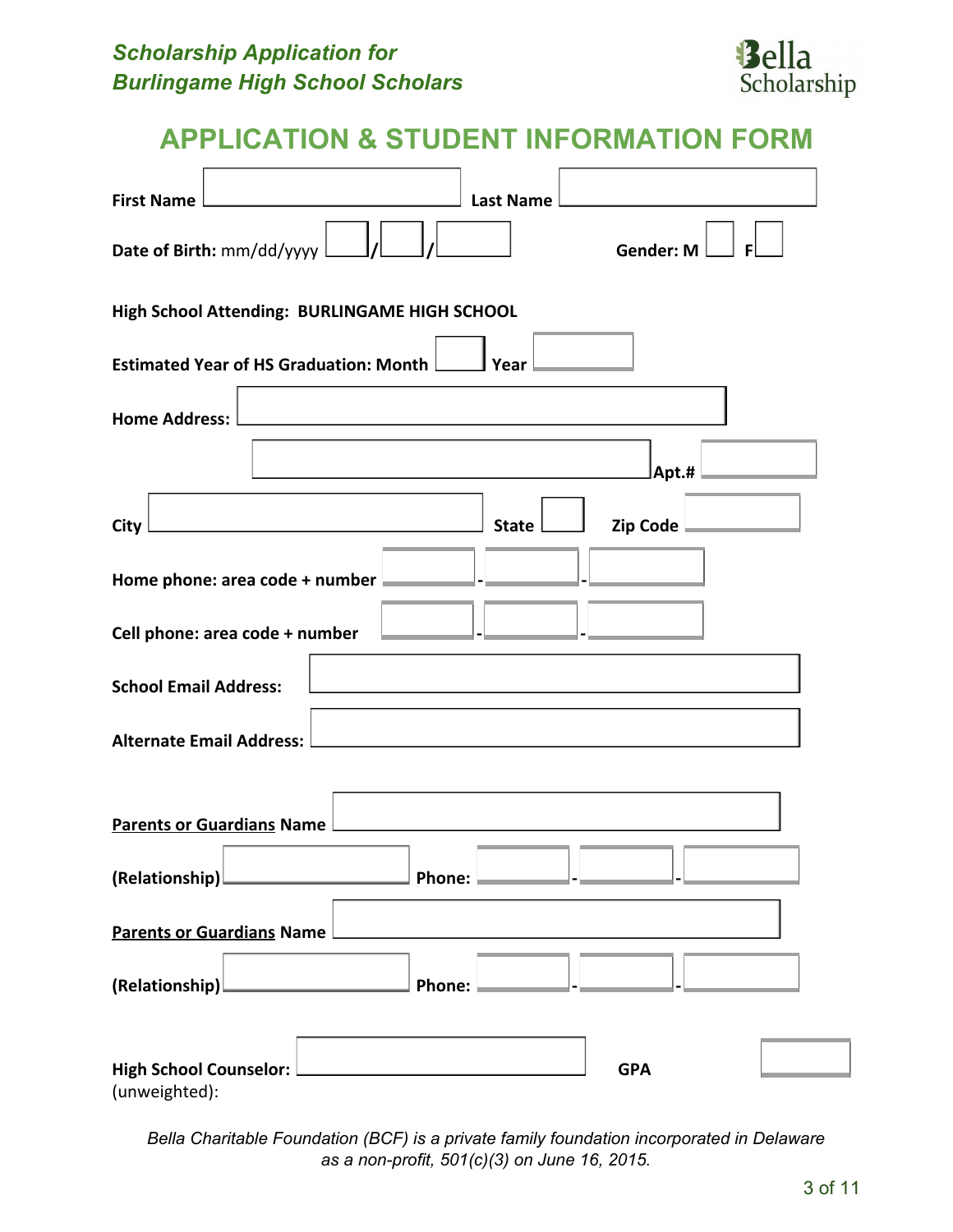*Scholarship Application for*
*Burlingame High School Scholars*

Bella Scholarship

## APPLICATION & STUDENT INFORMATION FORM

**First Name** ______________ **Last Name** ______________

**Date of Birth:** mm/dd/yyyy ____/____/________ **Gender: M** ___ **F** ___

**High School Attending: BURLINGAME HIGH SCHOOL**

**Estimated Year of HS Graduation: Month** ____ **Year** ________

**Home Address:** ______________________________

______________________________ **Apt.#** ________

**City** ______________ **State** ____ **Zip Code** ________

**Home phone: area code + number** ______-______-______

**Cell phone: area code + number** ______-______-______

**School Email Address:** ______________________________

**Alternate Email Address:** ______________________________

**<u>Parents or Guardians</u> Name** ______________________________

**(Relationship)** ______________ **Phone:** ______-______-______

**<u>Parents or Guardians</u> Name** ______________________________

**(Relationship)** ______________ **Phone:** ______-______-______

**High School Counselor:** ______________ **GPA** (unweighted): ________

*Bella Charitable Foundation (BCF) is a private family foundation incorporated in Delaware as a non-profit, 501(c)(3) on June 16, 2015.*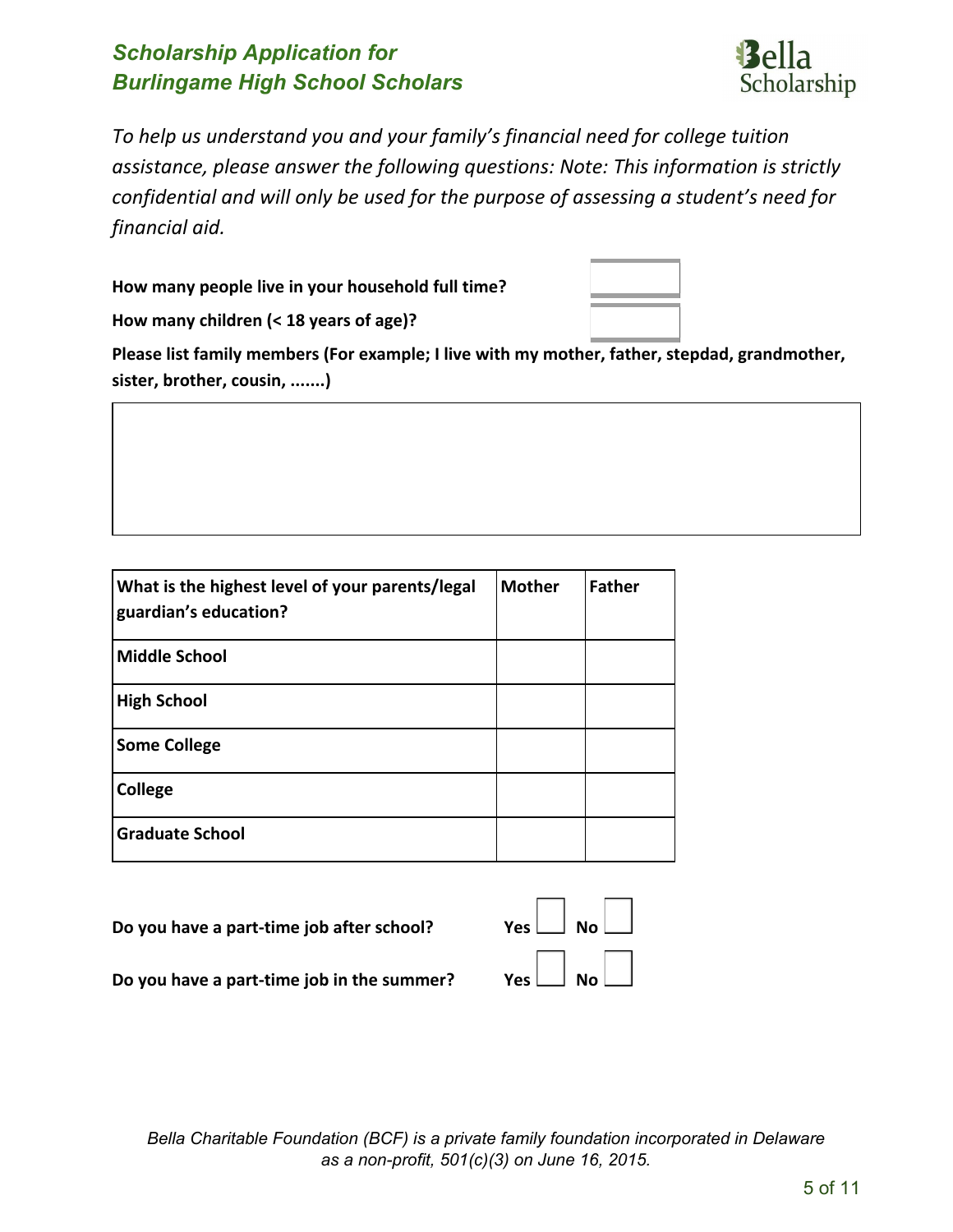## *Scholarship Application for Burlingame High School Scholars*

Bella Scholarship

*To help us understand you and your family's financial need for college tuition assistance, please answer the following questions: Note: This information is strictly confidential and will only be used for the purpose of assessing a student's need for financial aid.*

**How many people live in your household full time?** ______

**How many children (< 18 years of age)?** ______

**Please list family members (For example; I live with my mother, father, stepdad, grandmother, sister, brother, cousin, .......)**

| What is the highest level of your parents/legal guardian's education? | Mother | Father |
|---|---|---|
| Middle School | | |
| High School | | |
| Some College | | |
| College | | |
| Graduate School | | |

**Do you have a part-time job after school?** **Yes** ☐ **No** ☐

**Do you have a part-time job in the summer?** **Yes** ☐ **No** ☐

*Bella Charitable Foundation (BCF) is a private family foundation incorporated in Delaware as a non-profit, 501(c)(3) on June 16, 2015.*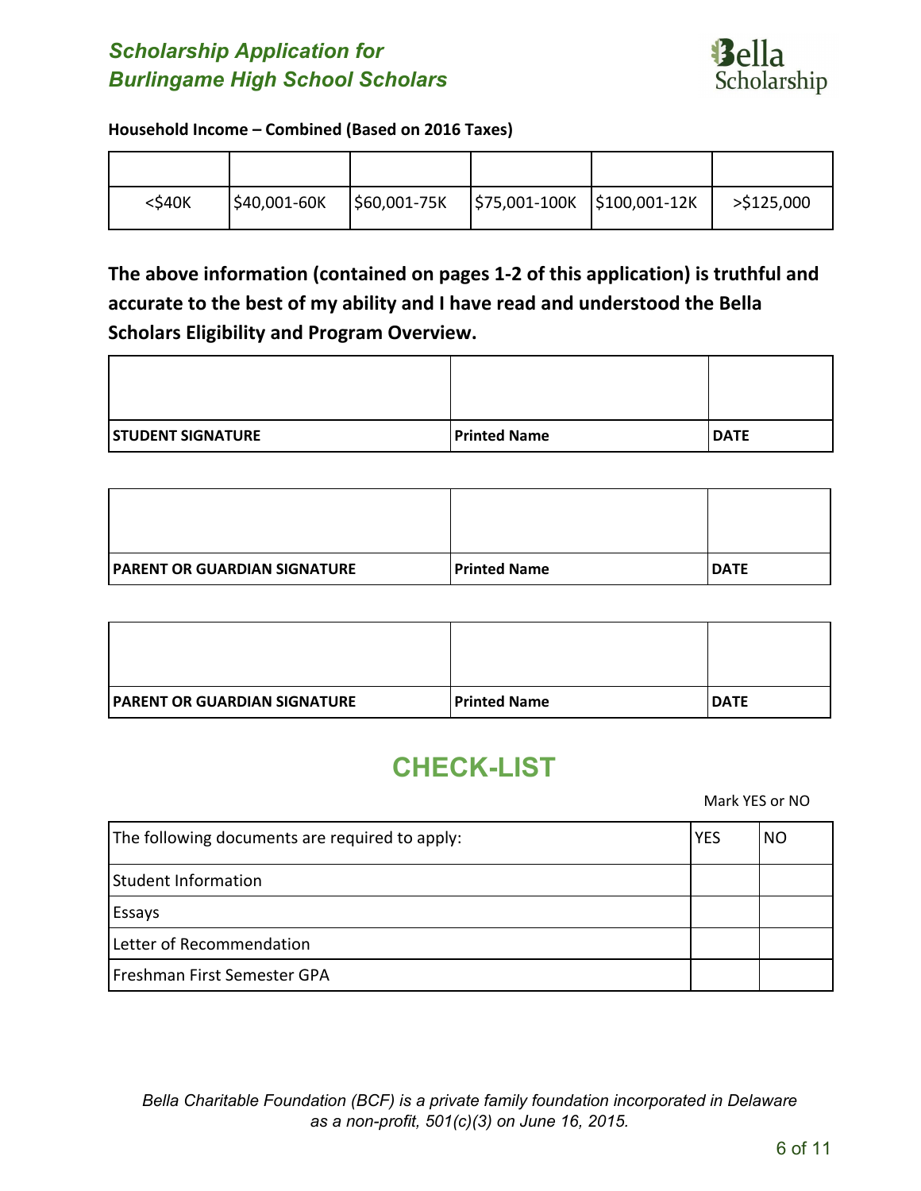**Household Income – Combined (Based on 2016 Taxes)**

| | | | | | |
|---|---|---|---|---|---|
| <$40K | $40,001-60K | $60,001-75K | $75,001-100K | $100,001-12K | >$125,000 |

**The above information (contained on pages 1-2 of this application) is truthful and accurate to the best of my ability and I have read and understood the Bella Scholars Eligibility and Program Overview.**

| | | |
|---|---|---|
| **STUDENT SIGNATURE** | **Printed Name** | **DATE** |

| | | |
|---|---|---|
| **PARENT OR GUARDIAN SIGNATURE** | **Printed Name** | **DATE** |

| | | |
|---|---|---|
| **PARENT OR GUARDIAN SIGNATURE** | **Printed Name** | **DATE** |

## CHECK-LIST

Mark YES or NO

| The following documents are required to apply: | YES | NO |
|---|---|---|
| Student Information | | |
| Essays | | |
| Letter of Recommendation | | |
| Freshman First Semester GPA | | |

*Bella Charitable Foundation (BCF) is a private family foundation incorporated in Delaware as a non-profit, 501(c)(3) on June 16, 2015.*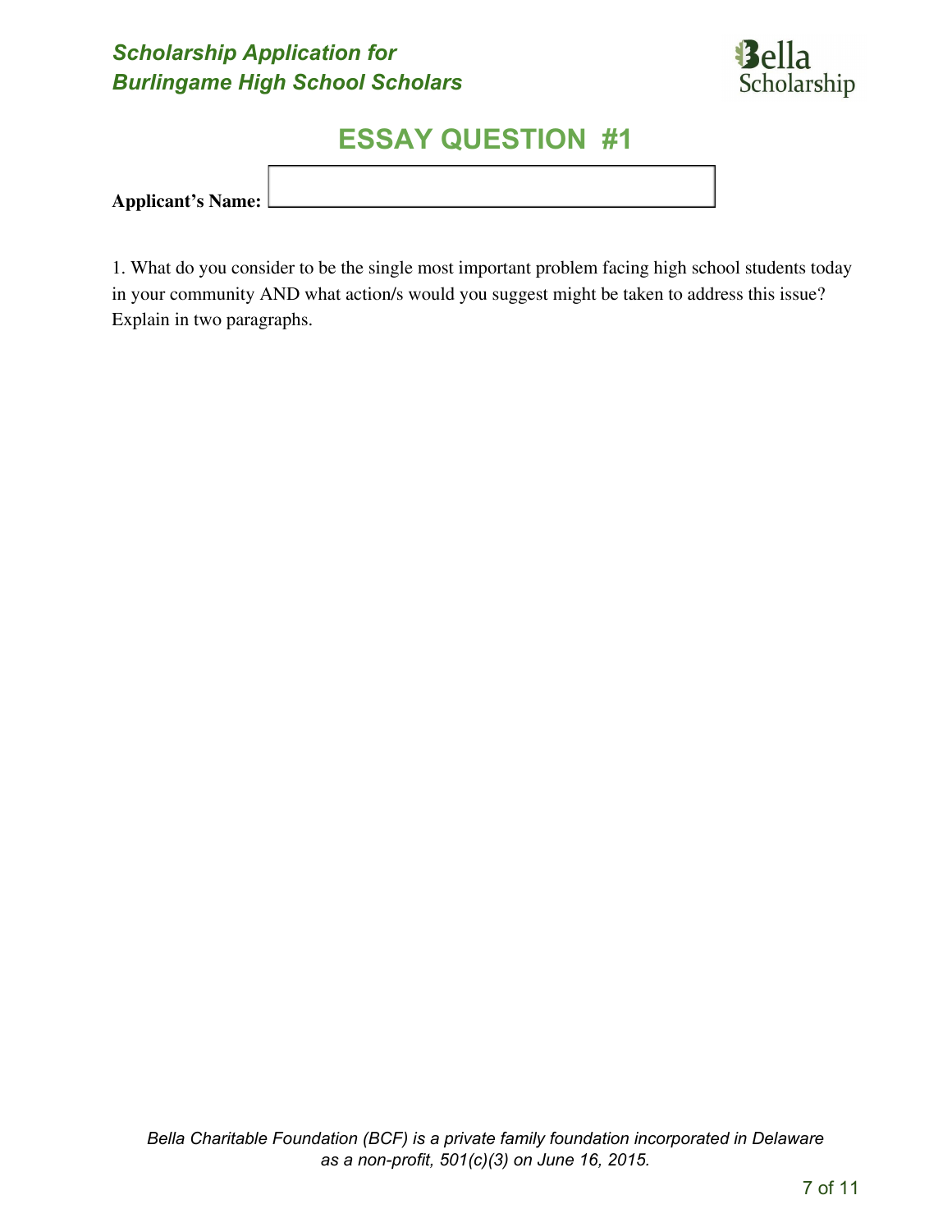*Scholarship Application for*
*Burlingame High School Scholars*

# ESSAY QUESTION #1

**Applicant's Name:**

1. What do you consider to be the single most important problem facing high school students today in your community AND what action/s would you suggest might be taken to address this issue? Explain in two paragraphs.

*Bella Charitable Foundation (BCF) is a private family foundation incorporated in Delaware as a non-profit, 501(c)(3) on June 16, 2015.*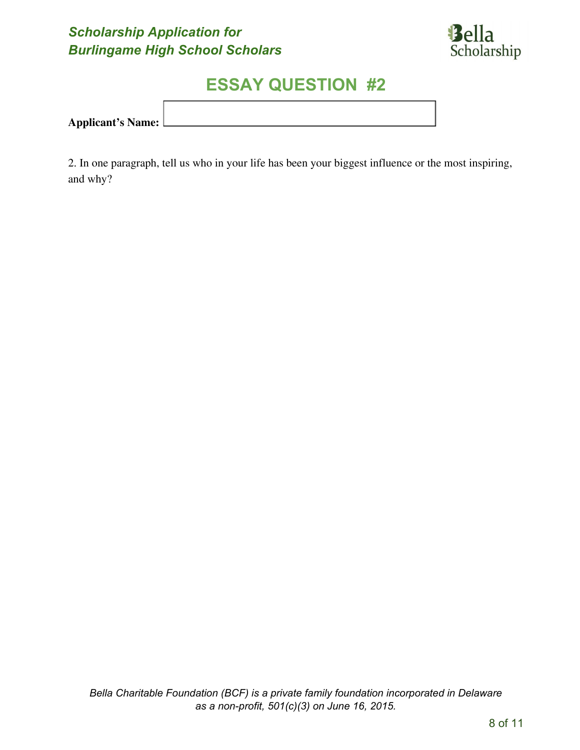*Scholarship Application for*
*Burlingame High School Scholars*

Bella Scholarship

# ESSAY QUESTION #2

**Applicant's Name:**

2. In one paragraph, tell us who in your life has been your biggest influence or the most inspiring, and why?

*Bella Charitable Foundation (BCF) is a private family foundation incorporated in Delaware as a non-profit, 501(c)(3) on June 16, 2015.*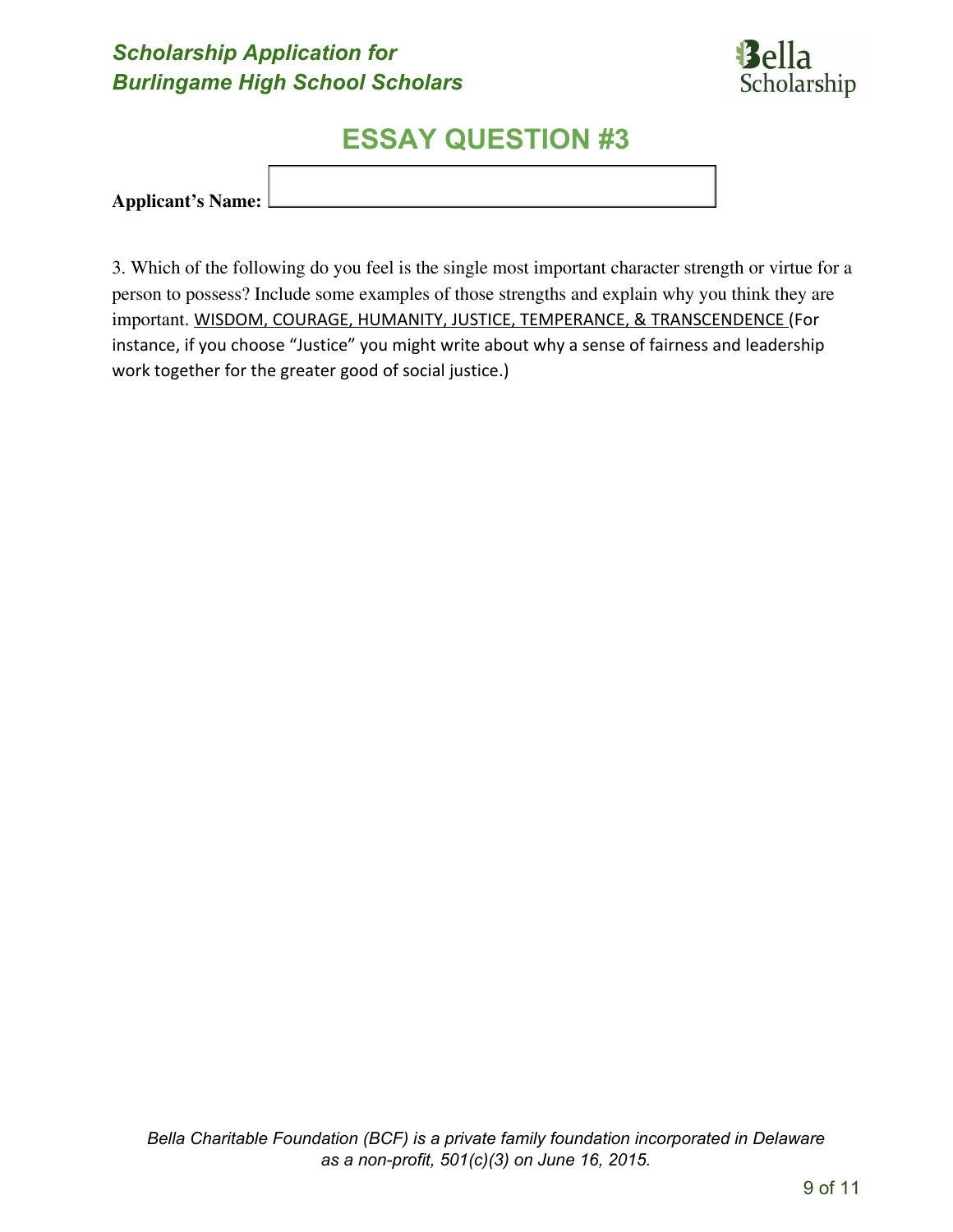## *Scholarship Application for*
## *Burlingame High School Scholars*

# ESSAY QUESTION #3

**Applicant's Name:**

3. Which of the following do you feel is the single most important character strength or virtue for a person to possess? Include some examples of those strengths and explain why you think they are important. WISDOM, COURAGE, HUMANITY, JUSTICE, TEMPERANCE, & TRANSCENDENCE (For instance, if you choose "Justice" you might write about why a sense of fairness and leadership work together for the greater good of social justice.)

*Bella Charitable Foundation (BCF) is a private family foundation incorporated in Delaware as a non-profit, 501(c)(3) on June 16, 2015.*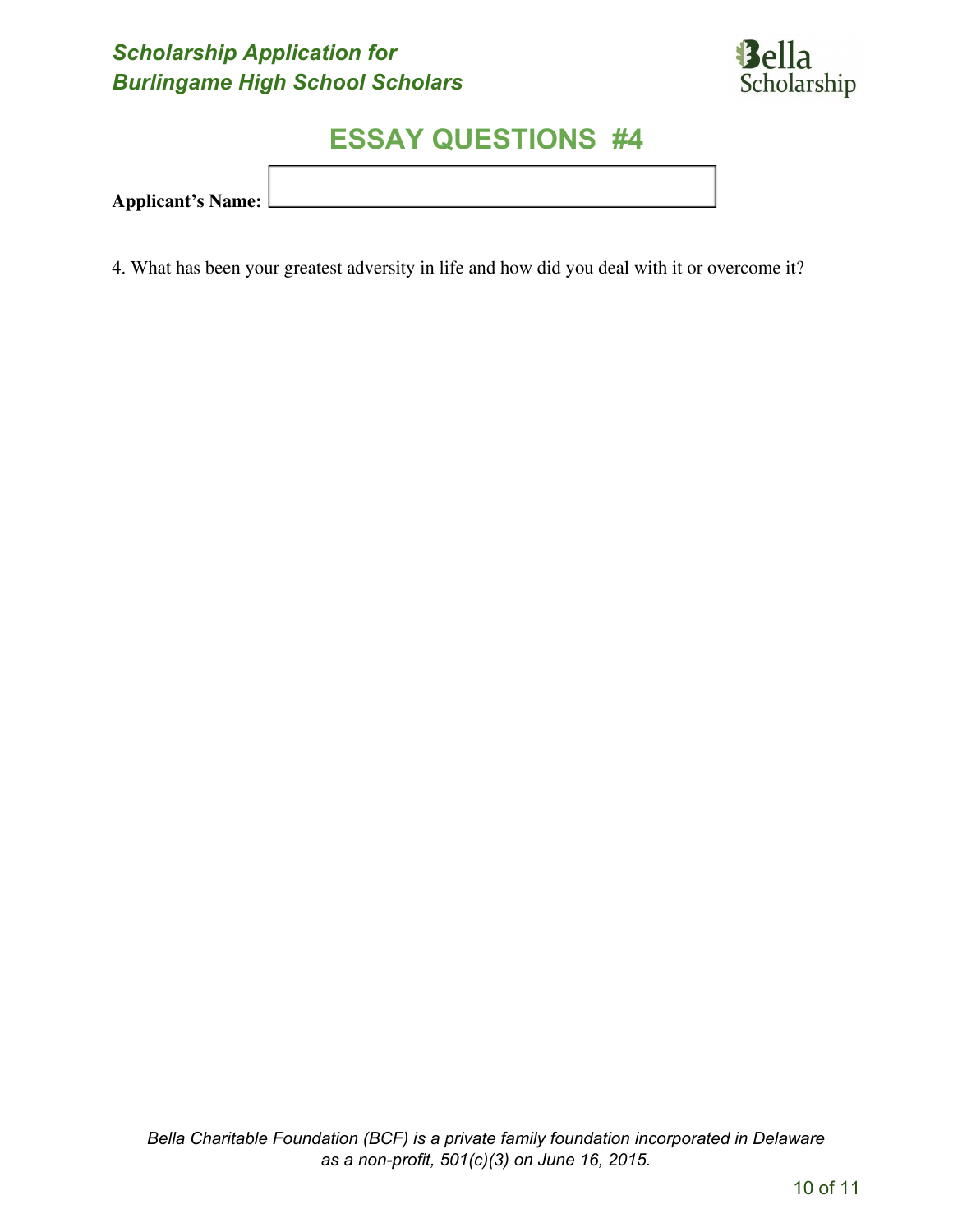*Scholarship Application for*
*Burlingame High School Scholars*

Bella Scholarship

# ESSAY QUESTIONS #4

**Applicant's Name:**

4. What has been your greatest adversity in life and how did you deal with it or overcome it?

*Bella Charitable Foundation (BCF) is a private family foundation incorporated in Delaware as a non-profit, 501(c)(3) on June 16, 2015.*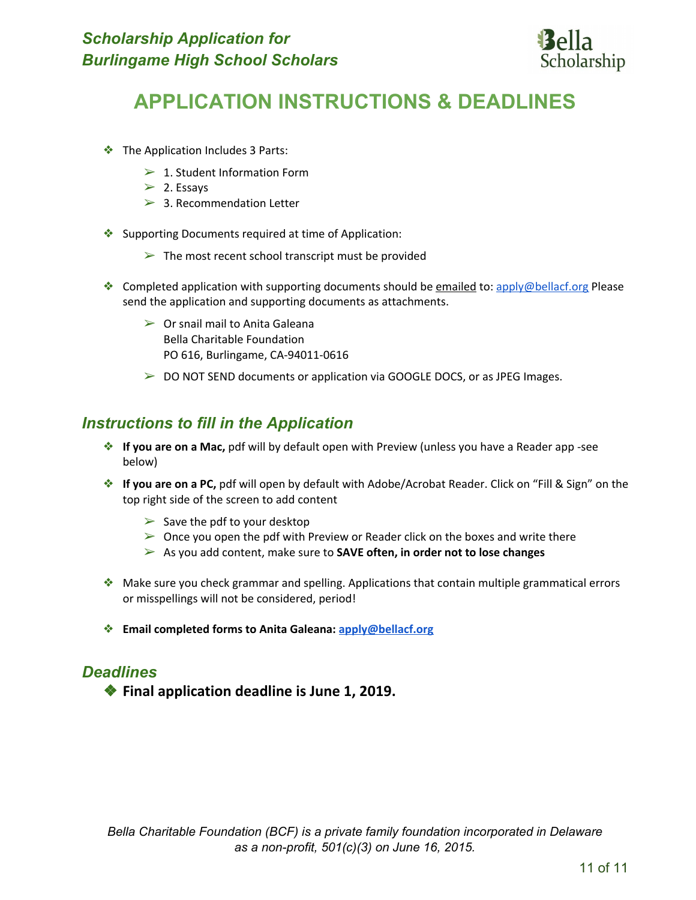# APPLICATION INSTRUCTIONS & DEADLINES

- The Application Includes 3 Parts:
  - 1. Student Information Form
  - 2. Essays
  - 3. Recommendation Letter

- Supporting Documents required at time of Application:
  - The most recent school transcript must be provided

- Completed application with supporting documents should be emailed to: apply@bellacf.org Please send the application and supporting documents as attachments.
  - Or snail mail to Anita Galeana
    Bella Charitable Foundation
    PO 616, Burlingame, CA-94011-0616
  - DO NOT SEND documents or application via GOOGLE DOCS, or as JPEG Images.

## *Instructions to fill in the Application*

- **If you are on a Mac,** pdf will by default open with Preview (unless you have a Reader app -see below)
- **If you are on a PC,** pdf will open by default with Adobe/Acrobat Reader. Click on "Fill & Sign" on the top right side of the screen to add content
  - Save the pdf to your desktop
  - Once you open the pdf with Preview or Reader click on the boxes and write there
  - As you add content, make sure to **SAVE often, in order not to lose changes**

- Make sure you check grammar and spelling. Applications that contain multiple grammatical errors or misspellings will not be considered, period!

- **Email completed forms to Anita Galeana: apply@bellacf.org**

## *Deadlines*

- **Final application deadline is June 1, 2019.**

*Bella Charitable Foundation (BCF) is a private family foundation incorporated in Delaware as a non-profit, 501(c)(3) on June 16, 2015.*